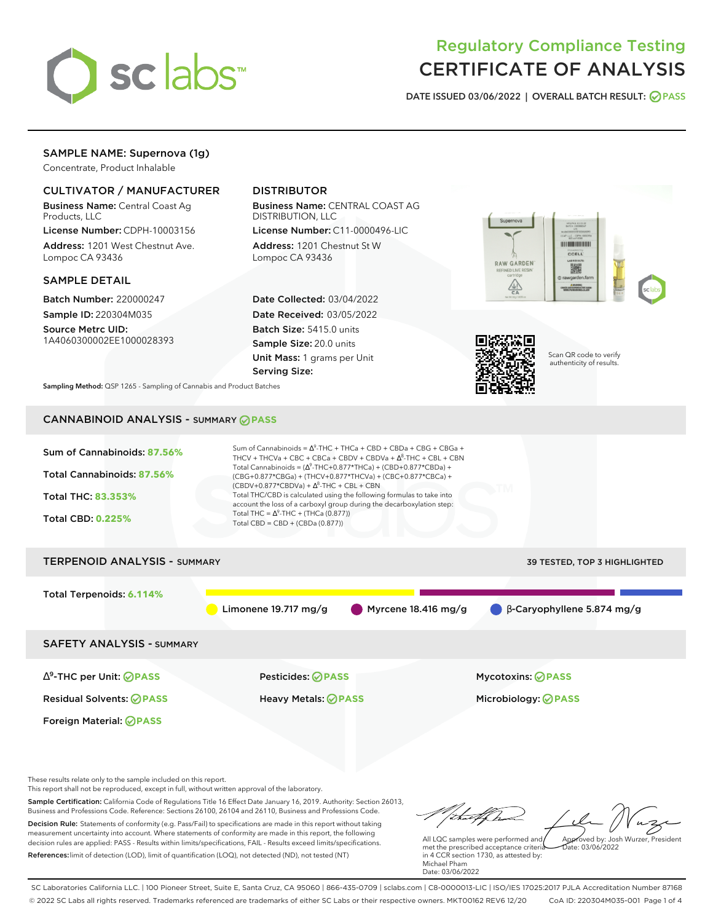# Regulatory Compliance Testing
# CERTIFICATE OF ANALYSIS

DATE ISSUED 03/06/2022 | OVERALL BATCH RESULT: PASS

## SAMPLE NAME: Supernova (1g)

Concentrate, Product Inhalable

### CULTIVATOR / MANUFACTURER

**Business Name:** Central Coast Ag Products, LLC

**License Number:** CDPH-10003156

**Address:** 1201 West Chestnut Ave. Lompoc CA 93436

### DISTRIBUTOR

**Business Name:** CENTRAL COAST AG DISTRIBUTION, LLC

**License Number:** C11-0000496-LIC

**Address:** 1201 Chestnut St W Lompoc CA 93436

### SAMPLE DETAIL

**Batch Number:** 220000247

**Sample ID:** 220304M035

**Source Metrc UID:** 1A4060300002EE1000028393

**Date Collected:** 03/04/2022

**Date Received:** 03/05/2022

**Batch Size:** 5415.0 units

**Sample Size:** 20.0 units

**Unit Mass:** 1 grams per Unit

**Serving Size:**

Scan QR code to verify authenticity of results.

**Sampling Method:** QSP 1265 - Sampling of Cannabis and Product Batches

## CANNABINOID ANALYSIS - SUMMARY PASS

Sum of Cannabinoids: **87.56%**

Total Cannabinoids: **87.56%**

Total THC: **83.353%**

Total CBD: **0.225%**

Sum of Cannabinoids = $\Delta^9$-THC + THCa + CBD + CBDa + CBG + CBGa + THCV + THCVa + CBC + CBCa + CBDV + CBDVa + $\Delta^8$-THC + CBL + CBN

Total Cannabinoids = ($\Delta^9$-THC+0.877*THCa) + (CBD+0.877*CBDa) + (CBG+0.877*CBGa) + (THCV+0.877*THCVa) + (CBC+0.877*CBCa) + (CBDV+0.877*CBDVa) + $\Delta^8$-THC + CBL + CBN

Total THC/CBD is calculated using the following formulas to take into account the loss of a carboxyl group during the decarboxylation step:

Total THC = $\Delta^9$-THC + (THCa (0.877))

Total CBD = CBD + (CBDa (0.877))

## TERPENOID ANALYSIS - SUMMARY

39 TESTED, TOP 3 HIGHLIGHTED

Total Terpenoids: **6.114%**

Limonene 19.717 mg/g | Myrcene 18.416 mg/g | β-Caryophyllene 5.874 mg/g

## SAFETY ANALYSIS - SUMMARY

| | | |
|---|---|---|
| $\Delta^9$-THC per Unit: PASS | Pesticides: PASS | Mycotoxins: PASS |
| Residual Solvents: PASS | Heavy Metals: PASS | Microbiology: PASS |
| Foreign Material: PASS | | |

These results relate only to the sample included on this report.
This report shall not be reproduced, except in full, without written approval of the laboratory.

**Sample Certification:** California Code of Regulations Title 16 Effect Date January 16, 2019. Authority: Section 26013, Business and Professions Code. Reference: Sections 26100, 26104 and 26110, Business and Professions Code.

**Decision Rule:** Statements of conformity (e.g. Pass/Fail) to specifications are made in this report without taking measurement uncertainty into account. Where statements of conformity are made in this report, the following decision rules are applied: PASS - Results within limits/specifications, FAIL - Results exceed limits/specifications.

**References:** limit of detection (LOD), limit of quantification (LOQ), not detected (ND), not tested (NT)

All LQC samples were performed and met the prescribed acceptance criteria in 4 CCR section 1730, as attested by: Michael Pham
Date: 03/06/2022

Approved by: Josh Wurzer, President
Date: 03/06/2022

SC Laboratories California LLC. | 100 Pioneer Street, Suite E, Santa Cruz, CA 95060 | 866-435-0709 | sclabs.com | C8-0000013-LIC | ISO/IES 17025:2017 PJLA Accreditation Number 87168
© 2022 SC Labs all rights reserved. Trademarks referenced are trademarks of either SC Labs or their respective owners. MKT00162 REV6 12/20 CoA ID: 220304M035-001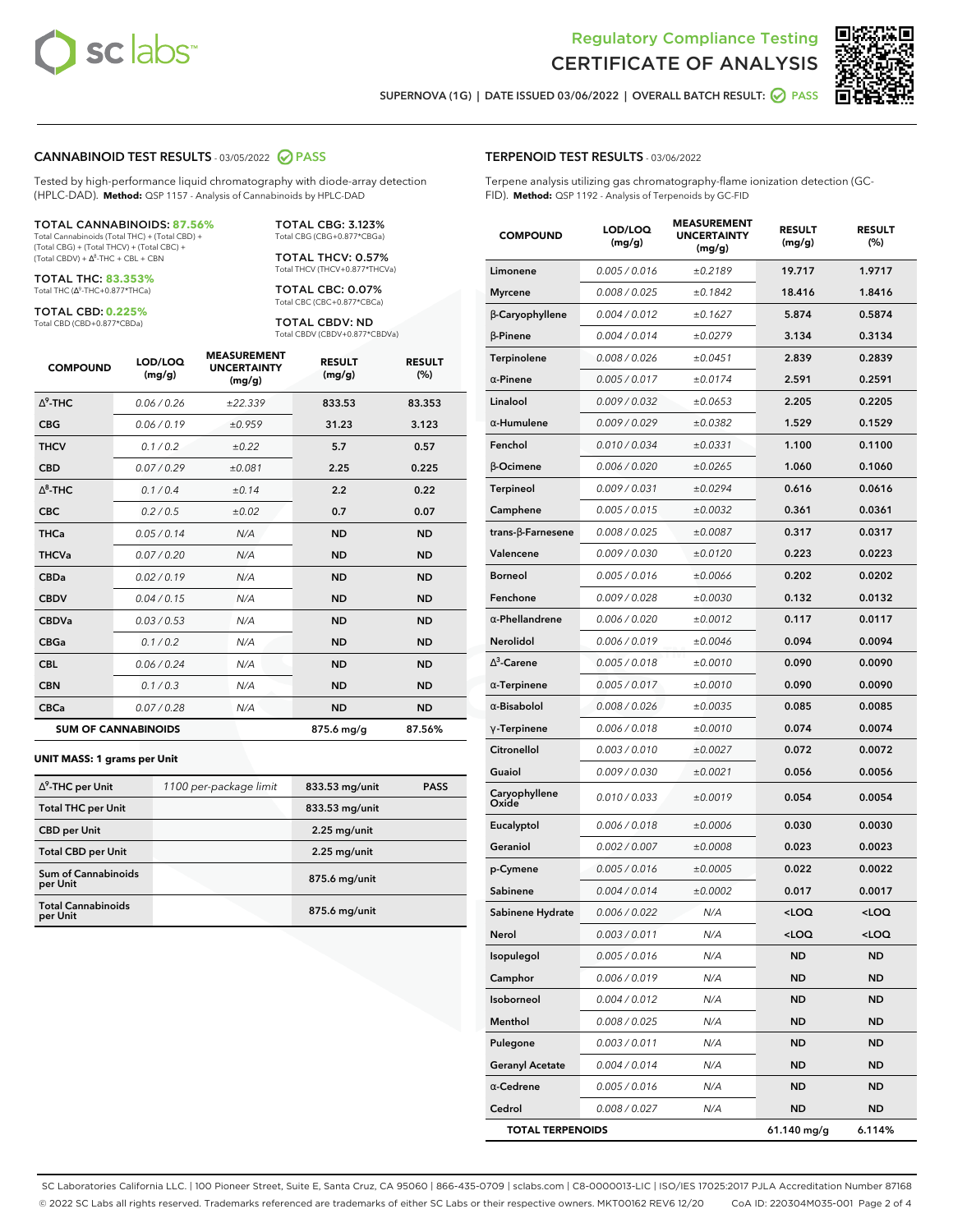Regulatory Compliance Testing
# CERTIFICATE OF ANALYSIS

SUPERNOVA (1G) | DATE ISSUED 03/06/2022 | OVERALL BATCH RESULT: PASS

## CANNABINOID TEST RESULTS - 03/05/2022 PASS

Tested by high-performance liquid chromatography with diode-array detection (HPLC-DAD). **Method:** QSP 1157 - Analysis of Cannabinoids by HPLC-DAD

**TOTAL CANNABINOIDS: 87.56%**
Total Cannabinoids (Total THC) + (Total CBD) + (Total CBG) + (Total THCV) + (Total CBC) + (Total CBDV) + $\Delta^8$-THC + CBL + CBN

**TOTAL THC: 83.353%**
Total THC ($\Delta^9$-THC+0.877*THCa)

**TOTAL CBD: 0.225%**
Total CBD (CBD+0.877*CBDa)

**TOTAL CBG: 3.123%**
Total CBG (CBG+0.877*CBGa)

**TOTAL THCV: 0.57%**
Total THCV (THCV+0.877*THCVa)

**TOTAL CBC: 0.07%**
Total CBC (CBC+0.877*CBCa)

**TOTAL CBDV: ND**
Total CBDV (CBDV+0.877*CBDVa)

| COMPOUND | LOD/LOQ (mg/g) | MEASUREMENT UNCERTAINTY (mg/g) | RESULT (mg/g) | RESULT (%) |
|---|---|---|---|---|
| $\Delta^9$-THC | 0.06 / 0.26 | ±22.339 | 833.53 | 83.353 |
| CBG | 0.06 / 0.19 | ±0.959 | 31.23 | 3.123 |
| THCV | 0.1 / 0.2 | ±0.22 | 5.7 | 0.57 |
| CBD | 0.07 / 0.29 | ±0.081 | 2.25 | 0.225 |
| $\Delta^8$-THC | 0.1 / 0.4 | ±0.14 | 2.2 | 0.22 |
| CBC | 0.2 / 0.5 | ±0.02 | 0.7 | 0.07 |
| THCa | 0.05 / 0.14 | N/A | ND | ND |
| THCVa | 0.07 / 0.20 | N/A | ND | ND |
| CBDa | 0.02 / 0.19 | N/A | ND | ND |
| CBDV | 0.04 / 0.15 | N/A | ND | ND |
| CBDVa | 0.03 / 0.53 | N/A | ND | ND |
| CBGa | 0.1 / 0.2 | N/A | ND | ND |
| CBL | 0.06 / 0.24 | N/A | ND | ND |
| CBN | 0.1 / 0.3 | N/A | ND | ND |
| CBCa | 0.07 / 0.28 | N/A | ND | ND |
| **SUM OF CANNABINOIDS** | | | 875.6 mg/g | 87.56% |

**UNIT MASS: 1 grams per Unit**

| | | | |
|---|---|---|---|
| $\Delta^9$-THC per Unit | 1100 per-package limit | 833.53 mg/unit | PASS |
| Total THC per Unit | | 833.53 mg/unit | |
| CBD per Unit | | 2.25 mg/unit | |
| Total CBD per Unit | | 2.25 mg/unit | |
| Sum of Cannabinoids per Unit | | 875.6 mg/unit | |
| Total Cannabinoids per Unit | | 875.6 mg/unit | |

## TERPENOID TEST RESULTS - 03/06/2022

Terpene analysis utilizing gas chromatography-flame ionization detection (GC-FID). **Method:** QSP 1192 - Analysis of Terpenoids by GC-FID

| COMPOUND | LOD/LOQ (mg/g) | MEASUREMENT UNCERTAINTY (mg/g) | RESULT (mg/g) | RESULT (%) |
|---|---|---|---|---|
| Limonene | 0.005 / 0.016 | ±0.2189 | 19.717 | 1.9717 |
| Myrcene | 0.008 / 0.025 | ±0.1842 | 18.416 | 1.8416 |
| β-Caryophyllene | 0.004 / 0.012 | ±0.1627 | 5.874 | 0.5874 |
| β-Pinene | 0.004 / 0.014 | ±0.0279 | 3.134 | 0.3134 |
| Terpinolene | 0.008 / 0.026 | ±0.0451 | 2.839 | 0.2839 |
| α-Pinene | 0.005 / 0.017 | ±0.0174 | 2.591 | 0.2591 |
| Linalool | 0.009 / 0.032 | ±0.0653 | 2.205 | 0.2205 |
| α-Humulene | 0.009 / 0.029 | ±0.0382 | 1.529 | 0.1529 |
| Fenchol | 0.010 / 0.034 | ±0.0331 | 1.100 | 0.1100 |
| β-Ocimene | 0.006 / 0.020 | ±0.0265 | 1.060 | 0.1060 |
| Terpineol | 0.009 / 0.031 | ±0.0294 | 0.616 | 0.0616 |
| Camphene | 0.005 / 0.015 | ±0.0032 | 0.361 | 0.0361 |
| trans-β-Farnesene | 0.008 / 0.025 | ±0.0087 | 0.317 | 0.0317 |
| Valencene | 0.009 / 0.030 | ±0.0120 | 0.223 | 0.0223 |
| Borneol | 0.005 / 0.016 | ±0.0066 | 0.202 | 0.0202 |
| Fenchone | 0.009 / 0.028 | ±0.0030 | 0.132 | 0.0132 |
| α-Phellandrene | 0.006 / 0.020 | ±0.0012 | 0.117 | 0.0117 |
| Nerolidol | 0.006 / 0.019 | ±0.0046 | 0.094 | 0.0094 |
| $\Delta^3$-Carene | 0.005 / 0.018 | ±0.0010 | 0.090 | 0.0090 |
| α-Terpinene | 0.005 / 0.017 | ±0.0010 | 0.090 | 0.0090 |
| α-Bisabolol | 0.008 / 0.026 | ±0.0035 | 0.085 | 0.0085 |
| γ-Terpinene | 0.006 / 0.018 | ±0.0010 | 0.074 | 0.0074 |
| Citronellol | 0.003 / 0.010 | ±0.0027 | 0.072 | 0.0072 |
| Guaiol | 0.009 / 0.030 | ±0.0021 | 0.056 | 0.0056 |
| Caryophyllene Oxide | 0.010 / 0.033 | ±0.0019 | 0.054 | 0.0054 |
| Eucalyptol | 0.006 / 0.018 | ±0.0006 | 0.030 | 0.0030 |
| Geraniol | 0.002 / 0.007 | ±0.0008 | 0.023 | 0.0023 |
| p-Cymene | 0.005 / 0.016 | ±0.0005 | 0.022 | 0.0022 |
| Sabinene | 0.004 / 0.014 | ±0.0002 | 0.017 | 0.0017 |
| Sabinene Hydrate | 0.006 / 0.022 | N/A | <LOQ | <LOQ |
| Nerol | 0.003 / 0.011 | N/A | <LOQ | <LOQ |
| Isopulegol | 0.005 / 0.016 | N/A | ND | ND |
| Camphor | 0.006 / 0.019 | N/A | ND | ND |
| Isoborneol | 0.004 / 0.012 | N/A | ND | ND |
| Menthol | 0.008 / 0.025 | N/A | ND | ND |
| Pulegone | 0.003 / 0.011 | N/A | ND | ND |
| Geranyl Acetate | 0.004 / 0.014 | N/A | ND | ND |
| α-Cedrene | 0.005 / 0.016 | N/A | ND | ND |
| Cedrol | 0.008 / 0.027 | N/A | ND | ND |
| **TOTAL TERPENOIDS** | | | 61.140 mg/g | 6.114% |

SC Laboratories California LLC. | 100 Pioneer Street, Suite E, Santa Cruz, CA 95060 | 866-435-0709 | sclabs.com | C8-0000013-LIC | ISO/IES 17025:2017 PJLA Accreditation Number 87168
© 2022 SC Labs all rights reserved. Trademarks referenced are trademarks of either SC Labs or their respective owners. MKT00162 REV6 12/20 CoA ID: 220304M035-001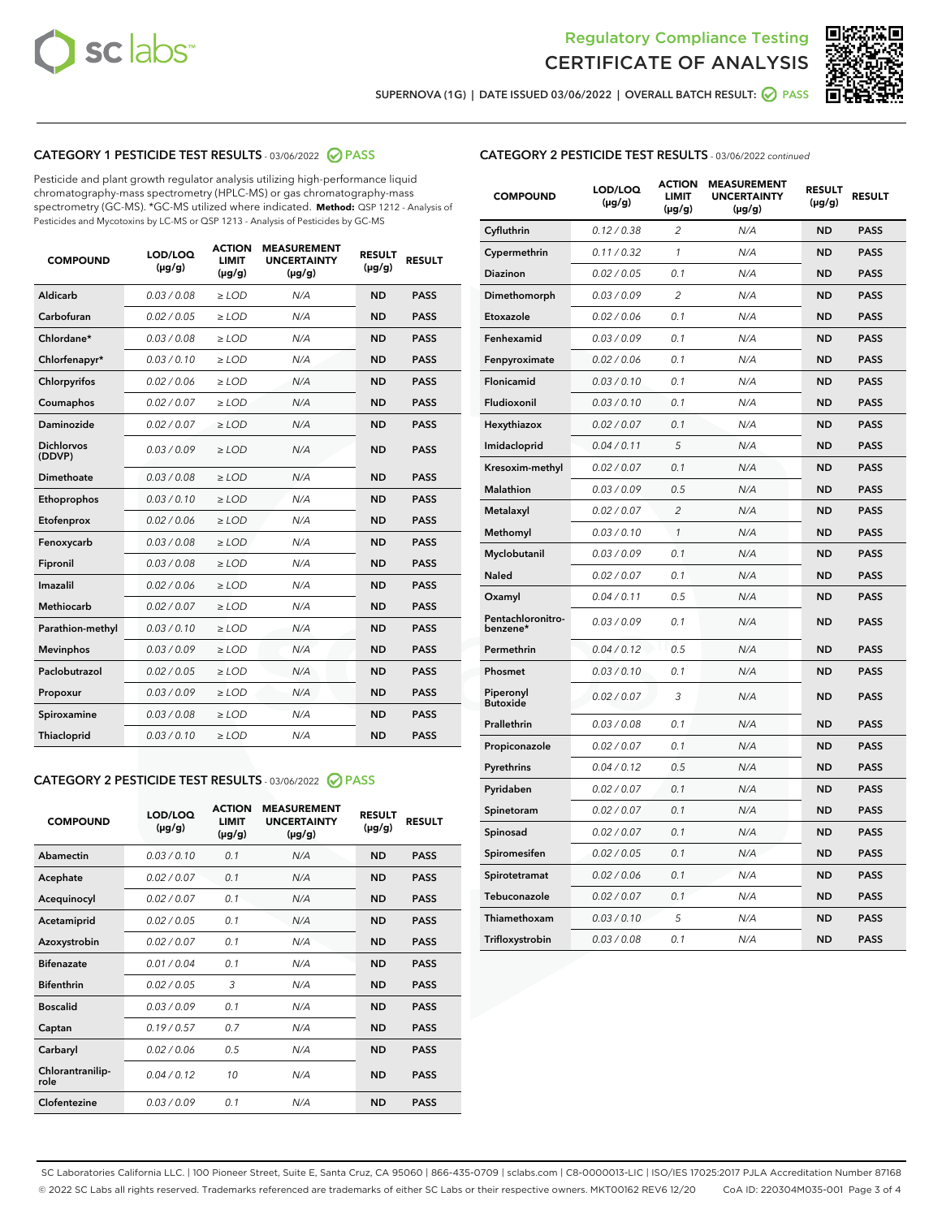Regulatory Compliance Testing

# CERTIFICATE OF ANALYSIS

SUPERNOVA (1G) | DATE ISSUED 03/06/2022 | OVERALL BATCH RESULT: PASS

## CATEGORY 1 PESTICIDE TEST RESULTS - 03/06/2022 PASS

Pesticide and plant growth regulator analysis utilizing high-performance liquid chromatography-mass spectrometry (HPLC-MS) or gas chromatography-mass spectrometry (GC-MS). *GC-MS utilized where indicated. **Method:** QSP 1212 - Analysis of Pesticides and Mycotoxins by LC-MS or QSP 1213 - Analysis of Pesticides by GC-MS

| COMPOUND | LOD/LOQ (µg/g) | ACTION LIMIT (µg/g) | MEASUREMENT UNCERTAINTY (µg/g) | RESULT (µg/g) | RESULT |
|---|---|---|---|---|---|
| Aldicarb | 0.03 / 0.08 | ≥ LOD | N/A | ND | PASS |
| Carbofuran | 0.02 / 0.05 | ≥ LOD | N/A | ND | PASS |
| Chlordane* | 0.03 / 0.08 | ≥ LOD | N/A | ND | PASS |
| Chlorfenapyr* | 0.03 / 0.10 | ≥ LOD | N/A | ND | PASS |
| Chlorpyrifos | 0.02 / 0.06 | ≥ LOD | N/A | ND | PASS |
| Coumaphos | 0.02 / 0.07 | ≥ LOD | N/A | ND | PASS |
| Daminozide | 0.02 / 0.07 | ≥ LOD | N/A | ND | PASS |
| Dichlorvos (DDVP) | 0.03 / 0.09 | ≥ LOD | N/A | ND | PASS |
| Dimethoate | 0.03 / 0.08 | ≥ LOD | N/A | ND | PASS |
| Ethoprophos | 0.03 / 0.10 | ≥ LOD | N/A | ND | PASS |
| Etofenprox | 0.02 / 0.06 | ≥ LOD | N/A | ND | PASS |
| Fenoxycarb | 0.03 / 0.08 | ≥ LOD | N/A | ND | PASS |
| Fipronil | 0.03 / 0.08 | ≥ LOD | N/A | ND | PASS |
| Imazalil | 0.02 / 0.06 | ≥ LOD | N/A | ND | PASS |
| Methiocarb | 0.02 / 0.07 | ≥ LOD | N/A | ND | PASS |
| Parathion-methyl | 0.03 / 0.10 | ≥ LOD | N/A | ND | PASS |
| Mevinphos | 0.03 / 0.09 | ≥ LOD | N/A | ND | PASS |
| Paclobutrazol | 0.02 / 0.05 | ≥ LOD | N/A | ND | PASS |
| Propoxur | 0.03 / 0.09 | ≥ LOD | N/A | ND | PASS |
| Spiroxamine | 0.03 / 0.08 | ≥ LOD | N/A | ND | PASS |
| Thiacloprid | 0.03 / 0.10 | ≥ LOD | N/A | ND | PASS |

## CATEGORY 2 PESTICIDE TEST RESULTS - 03/06/2022 PASS

| COMPOUND | LOD/LOQ (µg/g) | ACTION LIMIT (µg/g) | MEASUREMENT UNCERTAINTY (µg/g) | RESULT (µg/g) | RESULT |
|---|---|---|---|---|---|
| Abamectin | 0.03 / 0.10 | 0.1 | N/A | ND | PASS |
| Acephate | 0.02 / 0.07 | 0.1 | N/A | ND | PASS |
| Acequinocyl | 0.02 / 0.07 | 0.1 | N/A | ND | PASS |
| Acetamiprid | 0.02 / 0.05 | 0.1 | N/A | ND | PASS |
| Azoxystrobin | 0.02 / 0.07 | 0.1 | N/A | ND | PASS |
| Bifenazate | 0.01 / 0.04 | 0.1 | N/A | ND | PASS |
| Bifenthrin | 0.02 / 0.05 | 3 | N/A | ND | PASS |
| Boscalid | 0.03 / 0.09 | 0.1 | N/A | ND | PASS |
| Captan | 0.19 / 0.57 | 0.7 | N/A | ND | PASS |
| Carbaryl | 0.02 / 0.06 | 0.5 | N/A | ND | PASS |
| Chlorantraniliprole | 0.04 / 0.12 | 10 | N/A | ND | PASS |
| Clofentezine | 0.03 / 0.09 | 0.1 | N/A | ND | PASS |
| Cyfluthrin | 0.12 / 0.38 | 2 | N/A | ND | PASS |
| Cypermethrin | 0.11 / 0.32 | 1 | N/A | ND | PASS |
| Diazinon | 0.02 / 0.05 | 0.1 | N/A | ND | PASS |
| Dimethomorph | 0.03 / 0.09 | 2 | N/A | ND | PASS |
| Etoxazole | 0.02 / 0.06 | 0.1 | N/A | ND | PASS |
| Fenhexamid | 0.03 / 0.09 | 0.1 | N/A | ND | PASS |
| Fenpyroximate | 0.02 / 0.06 | 0.1 | N/A | ND | PASS |
| Flonicamid | 0.03 / 0.10 | 0.1 | N/A | ND | PASS |
| Fludioxonil | 0.03 / 0.10 | 0.1 | N/A | ND | PASS |
| Hexythiazox | 0.02 / 0.07 | 0.1 | N/A | ND | PASS |
| Imidacloprid | 0.04 / 0.11 | 5 | N/A | ND | PASS |
| Kresoxim-methyl | 0.02 / 0.07 | 0.1 | N/A | ND | PASS |
| Malathion | 0.03 / 0.09 | 0.5 | N/A | ND | PASS |
| Metalaxyl | 0.02 / 0.07 | 2 | N/A | ND | PASS |
| Methomyl | 0.03 / 0.10 | 1 | N/A | ND | PASS |
| Myclobutanil | 0.03 / 0.09 | 0.1 | N/A | ND | PASS |
| Naled | 0.02 / 0.07 | 0.1 | N/A | ND | PASS |
| Oxamyl | 0.04 / 0.11 | 0.5 | N/A | ND | PASS |
| Pentachloronitrobenzene* | 0.03 / 0.09 | 0.1 | N/A | ND | PASS |
| Permethrin | 0.04 / 0.12 | 0.5 | N/A | ND | PASS |
| Phosmet | 0.03 / 0.10 | 0.1 | N/A | ND | PASS |
| Piperonyl Butoxide | 0.02 / 0.07 | 3 | N/A | ND | PASS |
| Prallethrin | 0.03 / 0.08 | 0.1 | N/A | ND | PASS |
| Propiconazole | 0.02 / 0.07 | 0.1 | N/A | ND | PASS |
| Pyrethrins | 0.04 / 0.12 | 0.5 | N/A | ND | PASS |
| Pyridaben | 0.02 / 0.07 | 0.1 | N/A | ND | PASS |
| Spinetoram | 0.02 / 0.07 | 0.1 | N/A | ND | PASS |
| Spinosad | 0.02 / 0.07 | 0.1 | N/A | ND | PASS |
| Spiromesifen | 0.02 / 0.05 | 0.1 | N/A | ND | PASS |
| Spirotetramat | 0.02 / 0.06 | 0.1 | N/A | ND | PASS |
| Tebuconazole | 0.02 / 0.07 | 0.1 | N/A | ND | PASS |
| Thiamethoxam | 0.03 / 0.10 | 5 | N/A | ND | PASS |
| Trifloxystrobin | 0.03 / 0.08 | 0.1 | N/A | ND | PASS |

SC Laboratories California LLC. | 100 Pioneer Street, Suite E, Santa Cruz, CA 95060 | 866-435-0709 | sclabs.com | C8-0000013-LIC | ISO/IES 17025:2017 PJLA Accreditation Number 87168
© 2022 SC Labs all rights reserved. Trademarks referenced are trademarks of either SC Labs or their respective owners. MKT00162 REV6 12/20 CoA ID: 220304M035-001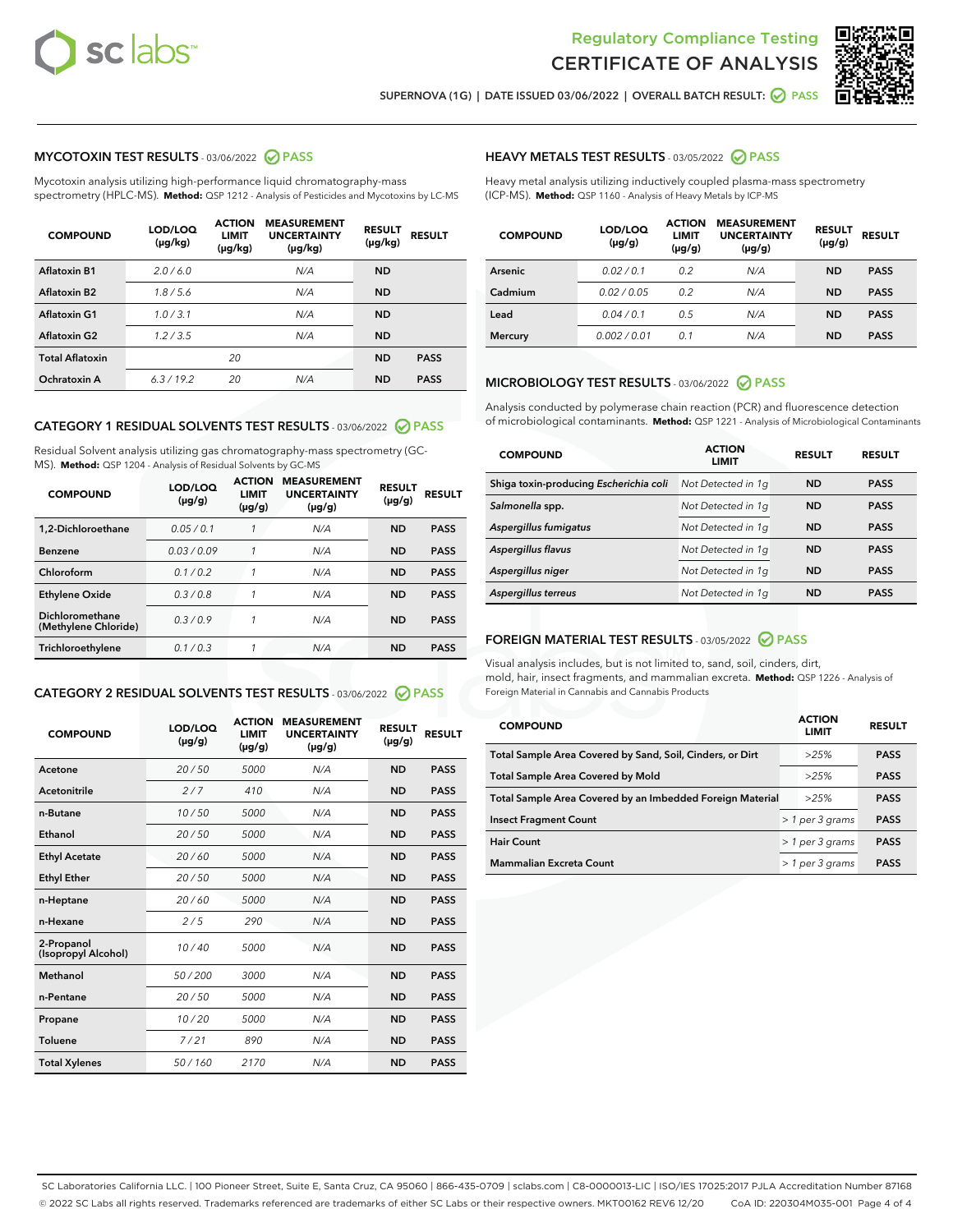Regulatory Compliance Testing
CERTIFICATE OF ANALYSIS

SUPERNOVA (1G) | DATE ISSUED 03/06/2022 | OVERALL BATCH RESULT: PASS

## MYCOTOXIN TEST RESULTS - 03/06/2022 PASS

Mycotoxin analysis utilizing high-performance liquid chromatography-mass spectrometry (HPLC-MS). **Method:** QSP 1212 - Analysis of Pesticides and Mycotoxins by LC-MS

| COMPOUND | LOD/LOQ (μg/kg) | ACTION LIMIT (μg/kg) | MEASUREMENT UNCERTAINTY (μg/kg) | RESULT (μg/kg) | RESULT |
|---|---|---|---|---|---|
| Aflatoxin B1 | 2.0 / 6.0 | | N/A | ND | |
| Aflatoxin B2 | 1.8 / 5.6 | | N/A | ND | |
| Aflatoxin G1 | 1.0 / 3.1 | | N/A | ND | |
| Aflatoxin G2 | 1.2 / 3.5 | | N/A | ND | |
| Total Aflatoxin | | 20 | | ND | PASS |
| Ochratoxin A | 6.3 / 19.2 | 20 | N/A | ND | PASS |

## CATEGORY 1 RESIDUAL SOLVENTS TEST RESULTS - 03/06/2022 PASS

Residual Solvent analysis utilizing gas chromatography-mass spectrometry (GC-MS). **Method:** QSP 1204 - Analysis of Residual Solvents by GC-MS

| COMPOUND | LOD/LOQ (μg/g) | ACTION LIMIT (μg/g) | MEASUREMENT UNCERTAINTY (μg/g) | RESULT (μg/g) | RESULT |
|---|---|---|---|---|---|
| 1,2-Dichloroethane | 0.05 / 0.1 | 1 | N/A | ND | PASS |
| Benzene | 0.03 / 0.09 | 1 | N/A | ND | PASS |
| Chloroform | 0.1 / 0.2 | 1 | N/A | ND | PASS |
| Ethylene Oxide | 0.3 / 0.8 | 1 | N/A | ND | PASS |
| Dichloromethane (Methylene Chloride) | 0.3 / 0.9 | 1 | N/A | ND | PASS |
| Trichloroethylene | 0.1 / 0.3 | 1 | N/A | ND | PASS |

## CATEGORY 2 RESIDUAL SOLVENTS TEST RESULTS - 03/06/2022 PASS

| COMPOUND | LOD/LOQ (μg/g) | ACTION LIMIT (μg/g) | MEASUREMENT UNCERTAINTY (μg/g) | RESULT (μg/g) | RESULT |
|---|---|---|---|---|---|
| Acetone | 20 / 50 | 5000 | N/A | ND | PASS |
| Acetonitrile | 2 / 7 | 410 | N/A | ND | PASS |
| n-Butane | 10 / 50 | 5000 | N/A | ND | PASS |
| Ethanol | 20 / 50 | 5000 | N/A | ND | PASS |
| Ethyl Acetate | 20 / 60 | 5000 | N/A | ND | PASS |
| Ethyl Ether | 20 / 50 | 5000 | N/A | ND | PASS |
| n-Heptane | 20 / 60 | 5000 | N/A | ND | PASS |
| n-Hexane | 2 / 5 | 290 | N/A | ND | PASS |
| 2-Propanol (Isopropyl Alcohol) | 10 / 40 | 5000 | N/A | ND | PASS |
| Methanol | 50 / 200 | 3000 | N/A | ND | PASS |
| n-Pentane | 20 / 50 | 5000 | N/A | ND | PASS |
| Propane | 10 / 20 | 5000 | N/A | ND | PASS |
| Toluene | 7 / 21 | 890 | N/A | ND | PASS |
| Total Xylenes | 50 / 160 | 2170 | N/A | ND | PASS |

## HEAVY METALS TEST RESULTS - 03/05/2022 PASS

Heavy metal analysis utilizing inductively coupled plasma-mass spectrometry (ICP-MS). **Method:** QSP 1160 - Analysis of Heavy Metals by ICP-MS

| COMPOUND | LOD/LOQ (μg/g) | ACTION LIMIT (μg/g) | MEASUREMENT UNCERTAINTY (μg/g) | RESULT (μg/g) | RESULT |
|---|---|---|---|---|---|
| Arsenic | 0.02 / 0.1 | 0.2 | N/A | ND | PASS |
| Cadmium | 0.02 / 0.05 | 0.2 | N/A | ND | PASS |
| Lead | 0.04 / 0.1 | 0.5 | N/A | ND | PASS |
| Mercury | 0.002 / 0.01 | 0.1 | N/A | ND | PASS |

## MICROBIOLOGY TEST RESULTS - 03/06/2022 PASS

Analysis conducted by polymerase chain reaction (PCR) and fluorescence detection of microbiological contaminants. **Method:** QSP 1221 - Analysis of Microbiological Contaminants

| COMPOUND | ACTION LIMIT | RESULT | RESULT |
|---|---|---|---|
| Shiga toxin-producing *Escherichia coli* | Not Detected in 1g | ND | PASS |
| *Salmonella* spp. | Not Detected in 1g | ND | PASS |
| *Aspergillus fumigatus* | Not Detected in 1g | ND | PASS |
| *Aspergillus flavus* | Not Detected in 1g | ND | PASS |
| *Aspergillus niger* | Not Detected in 1g | ND | PASS |
| *Aspergillus terreus* | Not Detected in 1g | ND | PASS |

## FOREIGN MATERIAL TEST RESULTS - 03/05/2022 PASS

Visual analysis includes, but is not limited to, sand, soil, cinders, dirt, mold, hair, insect fragments, and mammalian excreta. **Method:** QSP 1226 - Analysis of Foreign Material in Cannabis and Cannabis Products

| COMPOUND | ACTION LIMIT | RESULT |
|---|---|---|
| Total Sample Area Covered by Sand, Soil, Cinders, or Dirt | >25% | PASS |
| Total Sample Area Covered by Mold | >25% | PASS |
| Total Sample Area Covered by an Imbedded Foreign Material | >25% | PASS |
| Insect Fragment Count | > 1 per 3 grams | PASS |
| Hair Count | > 1 per 3 grams | PASS |
| Mammalian Excreta Count | > 1 per 3 grams | PASS |

SC Laboratories California LLC. | 100 Pioneer Street, Suite E, Santa Cruz, CA 95060 | 866-435-0709 | sclabs.com | C8-0000013-LIC | ISO/IES 17025:2017 PJLA Accreditation Number 87168
© 2022 SC Labs all rights reserved. Trademarks referenced are trademarks of either SC Labs or their respective owners. MKT00162 REV6 12/20 CoA ID: 220304M035-001